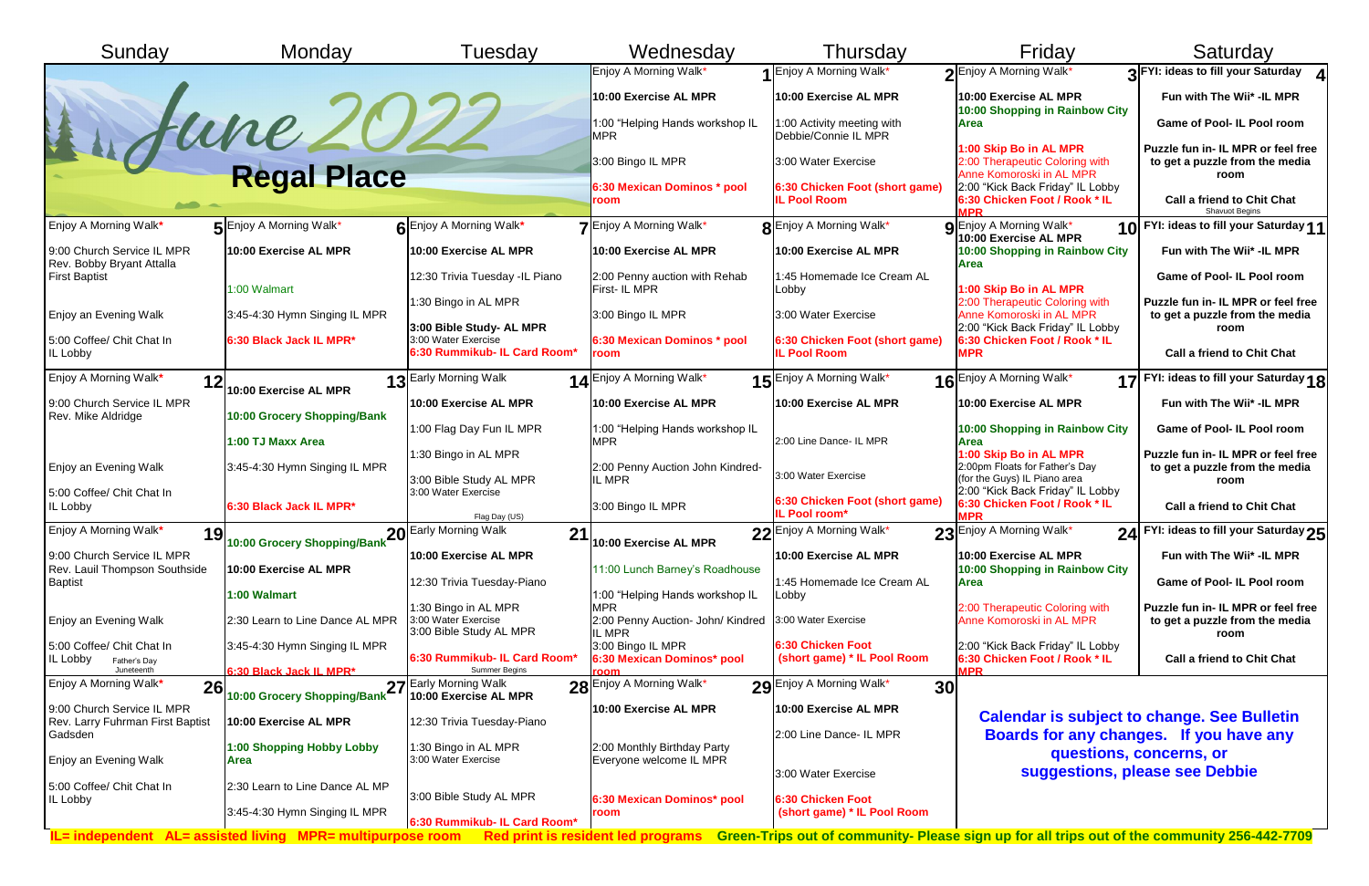# June 2022

## Regal Place

| Sunday | Monday | Tuesday | Wednesday | Thursday | Friday | Saturday |
|---|---|---|---|---|---|---|
| | | | **1** Enjoy A Morning Walk*<br>**10:00 Exercise AL MPR**<br>1:00 "Helping Hands workshop IL MPR<br>3:00 Bingo IL MPR<br>**6:30 Mexican Dominos * pool room** | **2** Enjoy A Morning Walk*<br>**10:00 Exercise AL MPR**<br>1:00 Activity meeting with Debbie/Connie IL MPR<br>3:00 Water Exercise<br>**6:30 Chicken Foot (short game) IL Pool Room** | **3** Enjoy A Morning Walk*<br>**10:00 Exercise AL MPR**<br>**10:00 Shopping in Rainbow City Area**<br>**1:00 Skip Bo in AL MPR**<br>2:00 Therapeutic Coloring with Anne Komoroski in AL MPR<br>2:00 "Kick Back Friday" IL Lobby<br>**6:30 Chicken Foot / Rook * IL MPR** | **4** **FYI: ideas to fill your Saturday**<br>**Fun with The Wii* -IL MPR**<br>**Game of Pool- IL Pool room**<br>**Puzzle fun in- IL MPR or feel free to get a puzzle from the media room**<br>**Call a friend to Chit Chat**<br>Shavuot Begins |
| **5** Enjoy A Morning Walk*<br>9:00 Church Service IL MPR Rev. Bobby Bryant Attalla First Baptist<br>Enjoy an Evening Walk<br>5:00 Coffee/ Chit Chat In IL Lobby | **6** Enjoy A Morning Walk*<br>**10:00 Exercise AL MPR**<br>1:00 Walmart<br>3:45-4:30 Hymn Singing IL MPR<br>**6:30 Black Jack IL MPR*** | **7** Enjoy A Morning Walk*<br>**10:00 Exercise AL MPR**<br>12:30 Trivia Tuesday -IL Piano<br>1:30 Bingo in AL MPR<br>**3:00 Bible Study- AL MPR**<br>3:00 Water Exercise<br>**6:30 Rummikub- IL Card Room*** | **8** Enjoy A Morning Walk*<br>**10:00 Exercise AL MPR**<br>2:00 Penny auction with Rehab First- IL MPR<br>3:00 Bingo IL MPR<br>**6:30 Mexican Dominos * pool room** | **9** Enjoy A Morning Walk*<br>**10:00 Exercise AL MPR**<br>1:45 Homemade Ice Cream AL Lobby<br>3:00 Water Exercise<br>**6:30 Chicken Foot (short game) IL Pool Room** | **10** Enjoy A Morning Walk*<br>**10:00 Exercise AL MPR**<br>**10:00 Shopping in Rainbow City Area**<br>**1:00 Skip Bo in AL MPR**<br>2:00 Therapeutic Coloring with Anne Komoroski in AL MPR<br>2:00 "Kick Back Friday" IL Lobby<br>**6:30 Chicken Foot / Rook * IL MPR** | **11** **FYI: ideas to fill your Saturday**<br>**Fun with The Wii* -IL MPR**<br>**Game of Pool- IL Pool room**<br>**Puzzle fun in- IL MPR or feel free to get a puzzle from the media room**<br>**Call a friend to Chit Chat** |
| **12** Enjoy A Morning Walk*<br>9:00 Church Service IL MPR Rev. Mike Aldridge<br>Enjoy an Evening Walk<br>5:00 Coffee/ Chit Chat In IL Lobby | **13** **10:00 Exercise AL MPR**<br>**10:00 Grocery Shopping/Bank**<br>**1:00 TJ Maxx Area**<br>3:45-4:30 Hymn Singing IL MPR<br>**6:30 Black Jack IL MPR*** | **14** Early Morning Walk<br>**10:00 Exercise AL MPR**<br>1:00 Flag Day Fun IL MPR<br>1:30 Bingo in AL MPR<br>3:00 Bible Study AL MPR<br>3:00 Water Exercise<br>Flag Day (US) | **15** Enjoy A Morning Walk*<br>**10:00 Exercise AL MPR**<br>1:00 "Helping Hands workshop IL MPR<br>2:00 Penny Auction John Kindred- IL MPR<br>3:00 Bingo IL MPR | **16** Enjoy A Morning Walk*<br>**10:00 Exercise AL MPR**<br>2:00 Line Dance- IL MPR<br>3:00 Water Exercise<br>**6:30 Chicken Foot (short game) IL Pool room*** | **17** Enjoy A Morning Walk*<br>**10:00 Exercise AL MPR**<br>**10:00 Shopping in Rainbow City Area**<br>**1:00 Skip Bo in AL MPR**<br>2:00pm Floats for Father's Day (for the Guys) IL Piano area<br>2:00 "Kick Back Friday" IL Lobby<br>**6:30 Chicken Foot / Rook * IL MPR** | **18** **FYI: ideas to fill your Saturday**<br>**Fun with The Wii* -IL MPR**<br>**Game of Pool- IL Pool room**<br>**Puzzle fun in- IL MPR or feel free to get a puzzle from the media room**<br>**Call a friend to Chit Chat** |
| **19** Enjoy A Morning Walk*<br>9:00 Church Service IL MPR Rev. Lauil Thompson Southside Baptist<br>Enjoy an Evening Walk<br>5:00 Coffee/ Chit Chat In IL Lobby<br>Father's Day<br>Juneteenth | **20** **10:00 Grocery Shopping/Bank**<br>**10:00 Exercise AL MPR**<br>**1:00 Walmart**<br>2:30 Learn to Line Dance AL MPR<br>3:45-4:30 Hymn Singing IL MPR<br>**6:30 Black Jack IL MPR*** | **21** Early Morning Walk<br>**10:00 Exercise AL MPR**<br>12:30 Trivia Tuesday-Piano<br>1:30 Bingo in AL MPR<br>3:00 Water Exercise<br>3:00 Bible Study AL MPR<br>**6:30 Rummikub- IL Card Room***<br>Summer Begins | **22** **10:00 Exercise AL MPR**<br>11:00 Lunch Barney's Roadhouse<br>1:00 "Helping Hands workshop IL MPR<br>2:00 Penny Auction- John/ Kindred IL MPR<br>3:00 Bingo IL MPR<br>**6:30 Mexican Dominos* pool room** | **23** Enjoy A Morning Walk*<br>**10:00 Exercise AL MPR**<br>1:45 Homemade Ice Cream AL Lobby<br>3:00 Water Exercise<br>**6:30 Chicken Foot (short game) * IL Pool Room** | **24** Enjoy A Morning Walk*<br>**10:00 Exercise AL MPR**<br>**10:00 Shopping in Rainbow City Area**<br>2:00 Therapeutic Coloring with Anne Komoroski in AL MPR<br>2:00 "Kick Back Friday" IL Lobby<br>**6:30 Chicken Foot / Rook * IL MPR** | **25** **FYI: ideas to fill your Saturday**<br>**Fun with The Wii* -IL MPR**<br>**Game of Pool- IL Pool room**<br>**Puzzle fun in- IL MPR or feel free to get a puzzle from the media room**<br>**Call a friend to Chit Chat** |
| **26** Enjoy A Morning Walk*<br>9:00 Church Service IL MPR Rev. Larry Fuhrman First Baptist Gadsden<br>Enjoy an Evening Walk<br>5:00 Coffee/ Chit Chat In IL Lobby | **27** **10:00 Grocery Shopping/Bank**<br>**10:00 Exercise AL MPR**<br>**1:00 Shopping Hobby Lobby Area**<br>2:30 Learn to Line Dance AL MP<br>3:45-4:30 Hymn Singing IL MPR | **28** Early Morning Walk<br>**10:00 Exercise AL MPR**<br>12:30 Trivia Tuesday-Piano<br>1:30 Bingo in AL MPR<br>3:00 Water Exercise<br>3:00 Bible Study AL MPR<br>**6:30 Rummikub- IL Card Room*** | **29** Enjoy A Morning Walk*<br>**10:00 Exercise AL MPR**<br>2:00 Monthly Birthday Party Everyone welcome IL MPR<br>**6:30 Mexican Dominos* pool room** | **30** Enjoy A Morning Walk*<br>**10:00 Exercise AL MPR**<br>2:00 Line Dance- IL MPR<br>3:00 Water Exercise<br>**6:30 Chicken Foot (short game) * IL Pool Room** | **Calendar is subject to change. See Bulletin Boards for any changes. If you have any questions, concerns, or suggestions, please see Debbie** | |

**IL= independent AL= assisted living MPR= multipurpose room Red print is resident led programs Green-Trips out of community- Please sign up for all trips out of the community 256-442-7709**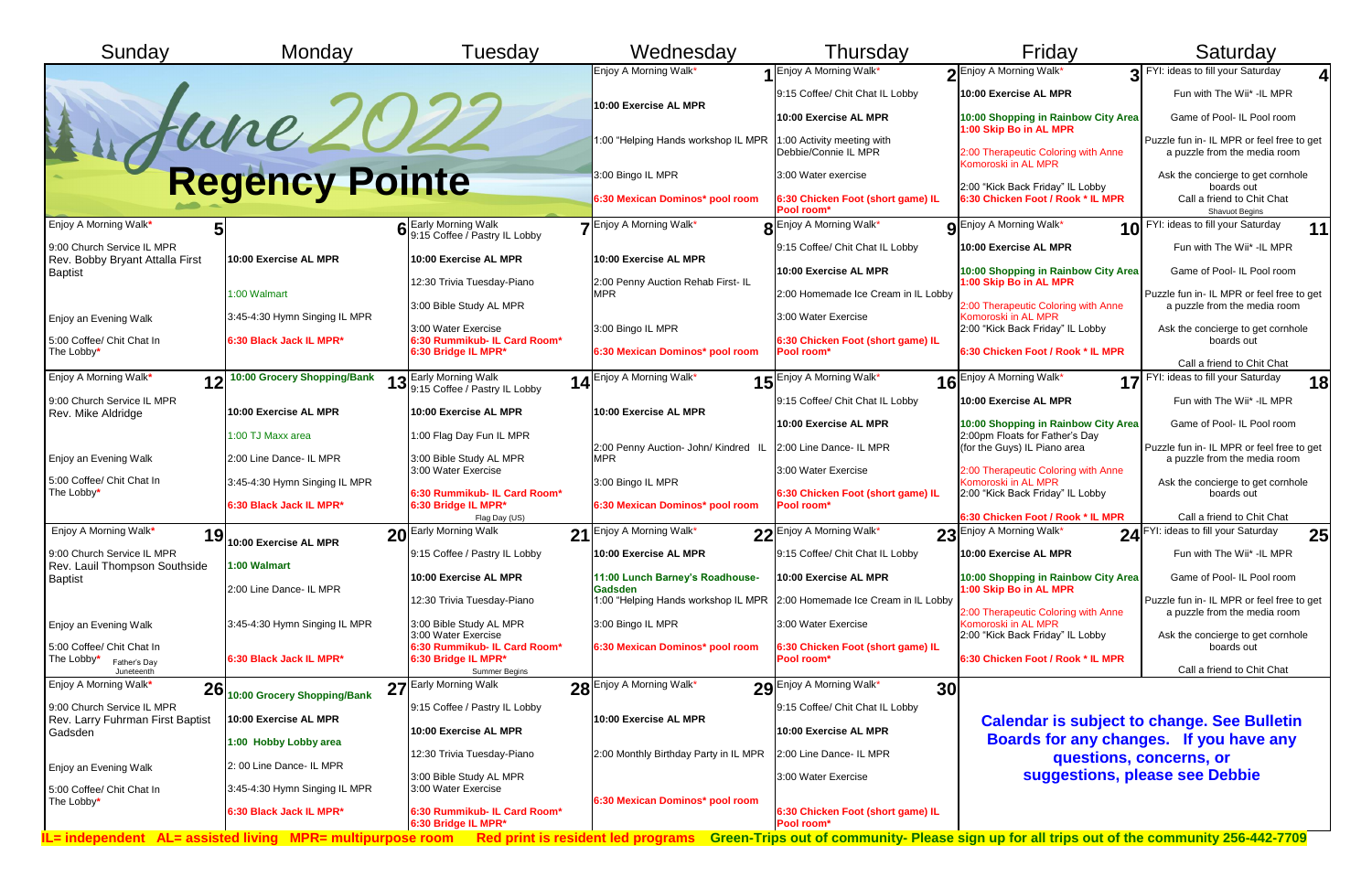# June 2022

## Regency Pointe

| Sunday | Monday | Tuesday | Wednesday | Thursday | Friday | Saturday |
|---|---|---|---|---|---|---|
| | | | **1** Enjoy A Morning Walk*<br>**10:00 Exercise AL MPR**<br>1:00 "Helping Hands workshop IL MPR<br>3:00 Bingo IL MPR<br>**6:30 Mexican Dominos* pool room** | **2** Enjoy A Morning Walk*<br>9:15 Coffee/ Chit Chat IL Lobby<br>**10:00 Exercise AL MPR**<br>1:00 Activity meeting with Debbie/Connie IL MPR<br>3:00 Water exercise<br>**6:30 Chicken Foot (short game) IL Pool room*** | **3** Enjoy A Morning Walk*<br>**10:00 Exercise AL MPR**<br>**10:00 Shopping in Rainbow City Area**<br>**1:00 Skip Bo in AL MPR**<br>2:00 Therapeutic Coloring with Anne Komoroski in AL MPR<br>2:00 "Kick Back Friday" IL Lobby<br>**6:30 Chicken Foot / Rook * IL MPR** | **4** FYI: ideas to fill your Saturday<br>Fun with The Wii* -IL MPR<br>Game of Pool- IL Pool room<br>Puzzle fun in- IL MPR or feel free to get a puzzle from the media room<br>Ask the concierge to get cornhole boards out<br>Call a friend to Chit Chat<br>Shavuot Begins |
| **5** Enjoy A Morning Walk*<br>9:00 Church Service IL MPR<br>Rev. Bobby Bryant Attalla First Baptist<br>Enjoy an Evening Walk<br>5:00 Coffee/ Chit Chat In The Lobby* | **6**<br>**10:00 Exercise AL MPR**<br>1:00 Walmart<br>3:45-4:30 Hymn Singing IL MPR<br>**6:30 Black Jack IL MPR*** | **7** Early Morning Walk<br>9:15 Coffee / Pastry IL Lobby<br>**10:00 Exercise AL MPR**<br>12:30 Trivia Tuesday-Piano<br>3:00 Bible Study AL MPR<br>3:00 Water Exercise<br>**6:30 Rummikub- IL Card Room***<br>**6:30 Bridge IL MPR*** | **8** Enjoy A Morning Walk*<br>**10:00 Exercise AL MPR**<br>2:00 Penny Auction Rehab First- IL MPR<br>3:00 Bingo IL MPR<br>**6:30 Mexican Dominos* pool room** | **9** Enjoy A Morning Walk*<br>9:15 Coffee/ Chit Chat IL Lobby<br>**10:00 Exercise AL MPR**<br>2:00 Homemade Ice Cream in IL Lobby<br>3:00 Water Exercise<br>**6:30 Chicken Foot (short game) IL Pool room*** | **10** Enjoy A Morning Walk*<br>**10:00 Exercise AL MPR**<br>**10:00 Shopping in Rainbow City Area**<br>**1:00 Skip Bo in AL MPR**<br>2:00 Therapeutic Coloring with Anne Komoroski in AL MPR<br>2:00 "Kick Back Friday" IL Lobby<br>**6:30 Chicken Foot / Rook * IL MPR** | **11** FYI: ideas to fill your Saturday<br>Fun with The Wii* -IL MPR<br>Game of Pool- IL Pool room<br>Puzzle fun in- IL MPR or feel free to get a puzzle from the media room<br>Ask the concierge to get cornhole boards out<br>Call a friend to Chit Chat |
| **12** Enjoy A Morning Walk*<br>9:00 Church Service IL MPR<br>Rev. Mike Aldridge<br>Enjoy an Evening Walk<br>5:00 Coffee/ Chit Chat In The Lobby* | **13** **10:00 Grocery Shopping/Bank**<br>**10:00 Exercise AL MPR**<br>1:00 TJ Maxx area<br>2:00 Line Dance- IL MPR<br>3:45-4:30 Hymn Singing IL MPR<br>**6:30 Black Jack IL MPR*** | **14** Early Morning Walk<br>9:15 Coffee / Pastry IL Lobby<br>**10:00 Exercise AL MPR**<br>1:00 Flag Day Fun IL MPR<br>3:00 Bible Study AL MPR<br>3:00 Water Exercise<br>**6:30 Rummikub- IL Card Room***<br>**6:30 Bridge IL MPR***<br>Flag Day (US) | **15** Enjoy A Morning Walk*<br>**10:00 Exercise AL MPR**<br>2:00 Penny Auction- John/ Kindred IL MPR<br>3:00 Bingo IL MPR<br>**6:30 Mexican Dominos* pool room** | **16** Enjoy A Morning Walk*<br>9:15 Coffee/ Chit Chat IL Lobby<br>**10:00 Exercise AL MPR**<br>2:00 Line Dance- IL MPR<br>3:00 Water Exercise<br>**6:30 Chicken Foot (short game) IL Pool room*** | **17** Enjoy A Morning Walk*<br>**10:00 Exercise AL MPR**<br>**10:00 Shopping in Rainbow City Area**<br>2:00pm Floats for Father's Day (for the Guys) IL Piano area<br>2:00 Therapeutic Coloring with Anne Komoroski in AL MPR<br>2:00 "Kick Back Friday" IL Lobby<br>**6:30 Chicken Foot / Rook * IL MPR** | **18** FYI: ideas to fill your Saturday<br>Fun with The Wii* -IL MPR<br>Game of Pool- IL Pool room<br>Puzzle fun in- IL MPR or feel free to get a puzzle from the media room<br>Ask the concierge to get cornhole boards out<br>Call a friend to Chit Chat |
| **19** Enjoy A Morning Walk*<br>9:00 Church Service IL MPR<br>Rev. Lauil Thompson Southside Baptist<br>Enjoy an Evening Walk<br>5:00 Coffee/ Chit Chat In The Lobby*<br>Father's Day<br>Juneteenth | **20** **10:00 Exercise AL MPR**<br>**1:00 Walmart**<br>2:00 Line Dance- IL MPR<br>3:45-4:30 Hymn Singing IL MPR<br>**6:30 Black Jack IL MPR*** | **21** Early Morning Walk<br>9:15 Coffee / Pastry IL Lobby<br>**10:00 Exercise AL MPR**<br>12:30 Trivia Tuesday-Piano<br>3:00 Bible Study AL MPR<br>3:00 Water Exercise<br>**6:30 Rummikub- IL Card Room***<br>**6:30 Bridge IL MPR***<br>Summer Begins | **22** Enjoy A Morning Walk*<br>**10:00 Exercise AL MPR**<br>**11:00 Lunch Barney's Roadhouse- Gadsden**<br>1:00 "Helping Hands workshop IL MPR<br>3:00 Bingo IL MPR<br>**6:30 Mexican Dominos* pool room** | **23** Enjoy A Morning Walk*<br>9:15 Coffee/ Chit Chat IL Lobby<br>**10:00 Exercise AL MPR**<br>2:00 Homemade Ice Cream in IL Lobby<br>3:00 Water Exercise<br>**6:30 Chicken Foot (short game) IL Pool room*** | **24** Enjoy A Morning Walk*<br>**10:00 Exercise AL MPR**<br>**10:00 Shopping in Rainbow City Area**<br>**1:00 Skip Bo in AL MPR**<br>2:00 Therapeutic Coloring with Anne Komoroski in AL MPR<br>2:00 "Kick Back Friday" IL Lobby<br>**6:30 Chicken Foot / Rook * IL MPR** | **25** FYI: ideas to fill your Saturday<br>Fun with The Wii* -IL MPR<br>Game of Pool- IL Pool room<br>Puzzle fun in- IL MPR or feel free to get a puzzle from the media room<br>Ask the concierge to get cornhole boards out<br>Call a friend to Chit Chat |
| **26** Enjoy A Morning Walk*<br>9:00 Church Service IL MPR<br>Rev. Larry Fuhrman First Baptist Gadsden<br>Enjoy an Evening Walk<br>5:00 Coffee/ Chit Chat In The Lobby* | **27** **10:00 Grocery Shopping/Bank**<br>**10:00 Exercise AL MPR**<br>**1:00 Hobby Lobby area**<br>2: 00 Line Dance- IL MPR<br>3:45-4:30 Hymn Singing IL MPR<br>**6:30 Black Jack IL MPR*** | **28** Early Morning Walk<br>9:15 Coffee / Pastry IL Lobby<br>**10:00 Exercise AL MPR**<br>12:30 Trivia Tuesday-Piano<br>3:00 Bible Study AL MPR<br>3:00 Water Exercise<br>**6:30 Rummikub- IL Card Room***<br>**6:30 Bridge IL MPR*** | **29** Enjoy A Morning Walk*<br>**10:00 Exercise AL MPR**<br>2:00 Monthly Birthday Party in IL MPR<br>**6:30 Mexican Dominos* pool room** | **30** Enjoy A Morning Walk*<br>9:15 Coffee/ Chit Chat IL Lobby<br>**10:00 Exercise AL MPR**<br>2:00 Line Dance- IL MPR<br>3:00 Water Exercise<br>**6:30 Chicken Foot (short game) IL Pool room*** | **Calendar is subject to change. See Bulletin Boards for any changes. If you have any questions, concerns, or suggestions, please see Debbie** | |

**IL= independent AL= assisted living MPR= multipurpose room Red print is resident led programs Green-Trips out of community- Please sign up for all trips out of the community 256-442-7709**